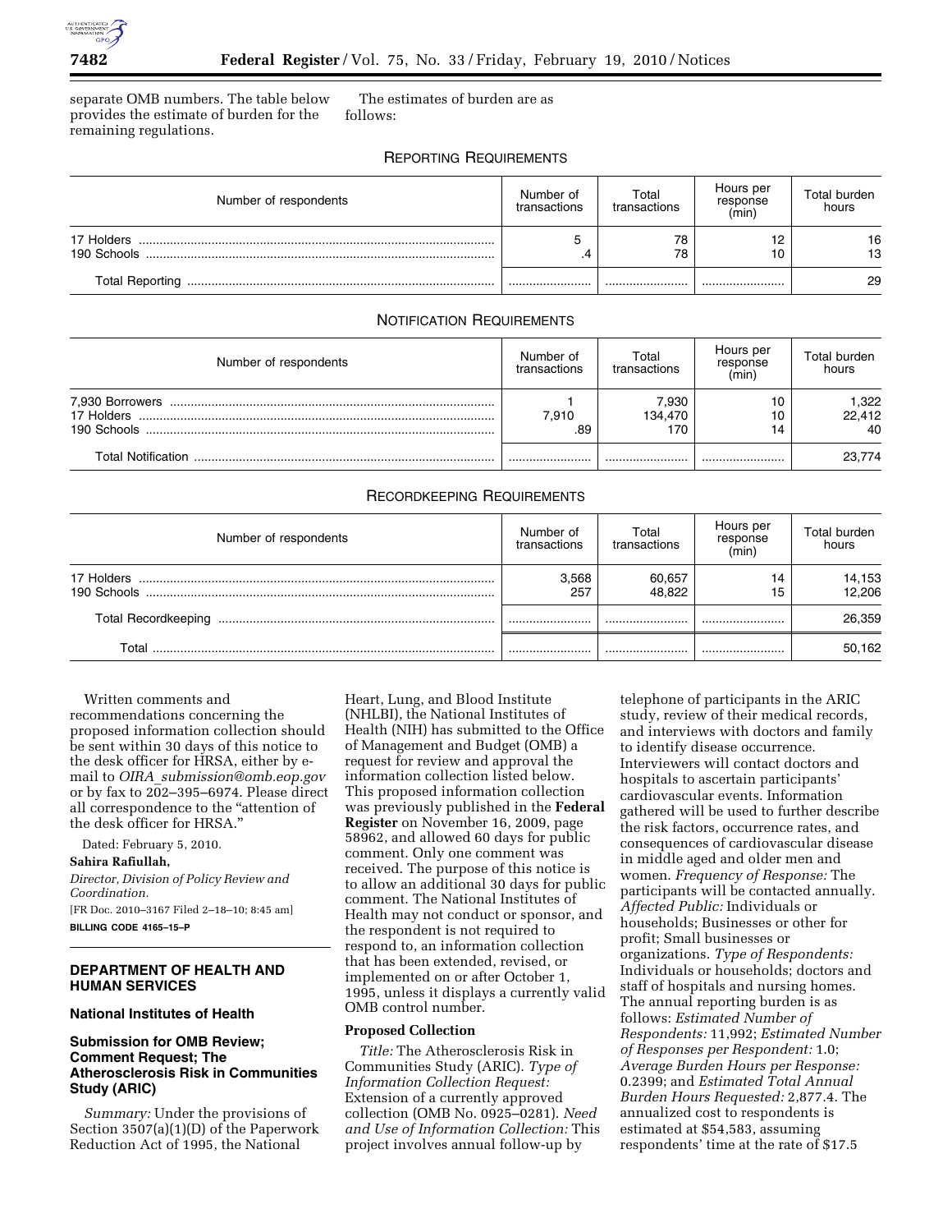separate OMB numbers. The table below provides the estimate of burden for the remaining regulations.

The estimates of burden are as follows:

REPORTING REQUIREMENTS

| Number of respondents | Number of transactions | Total transactions | Hours per response (min) | Total burden hours |
|---|---|---|---|---|
| 17 Holders | 5 | 78 | 12 | 16 |
| 190 Schools | .4 | 78 | 10 | 13 |
| Total Reporting | | | | 29 |

NOTIFICATION REQUIREMENTS

| Number of respondents | Number of transactions | Total transactions | Hours per response (min) | Total burden hours |
|---|---|---|---|---|
| 7,930 Borrowers | 1 | 7,930 | 10 | 1,322 |
| 17 Holders | 7,910 | 134,470 | 10 | 22,412 |
| 190 Schools | .89 | 170 | 14 | 40 |
| Total Notification | | | | 23,774 |

RECORDKEEPING REQUIREMENTS

| Number of respondents | Number of transactions | Total transactions | Hours per response (min) | Total burden hours |
|---|---|---|---|---|
| 17 Holders | 3,568 | 60,657 | 14 | 14,153 |
| 190 Schools | 257 | 48,822 | 15 | 12,206 |
| Total Recordkeeping | | | | 26,359 |
| Total | | | | 50,162 |

Written comments and recommendations concerning the proposed information collection should be sent within 30 days of this notice to the desk officer for HRSA, either by e-mail to *OIRA_submission@omb.eop.gov* or by fax to 202–395–6974. Please direct all correspondence to the "attention of the desk officer for HRSA."

Dated: February 5, 2010.

**Sahira Rafiullah,**

*Director, Division of Policy Review and Coordination.*

[FR Doc. 2010–3167 Filed 2–18–10; 8:45 am]

**BILLING CODE 4165–15–P**

## DEPARTMENT OF HEALTH AND HUMAN SERVICES

### National Institutes of Health

### Submission for OMB Review; Comment Request; The Atherosclerosis Risk in Communities Study (ARIC)

*Summary:* Under the provisions of Section 3507(a)(1)(D) of the Paperwork Reduction Act of 1995, the National Heart, Lung, and Blood Institute (NHLBI), the National Institutes of Health (NIH) has submitted to the Office of Management and Budget (OMB) a request for review and approval the information collection listed below. This proposed information collection was previously published in the **Federal Register** on November 16, 2009, page 58962, and allowed 60 days for public comment. Only one comment was received. The purpose of this notice is to allow an additional 30 days for public comment. The National Institutes of Health may not conduct or sponsor, and the respondent is not required to respond to, an information collection that has been extended, revised, or implemented on or after October 1, 1995, unless it displays a currently valid OMB control number.

**Proposed Collection**

*Title:* The Atherosclerosis Risk in Communities Study (ARIC). *Type of Information Collection Request:* Extension of a currently approved collection (OMB No. 0925–0281). *Need and Use of Information Collection:* This project involves annual follow-up by telephone of participants in the ARIC study, review of their medical records, and interviews with doctors and family to identify disease occurrence. Interviewers will contact doctors and hospitals to ascertain participants' cardiovascular events. Information gathered will be used to further describe the risk factors, occurrence rates, and consequences of cardiovascular disease in middle aged and older men and women. *Frequency of Response:* The participants will be contacted annually. *Affected Public:* Individuals or households; Businesses or other for profit; Small businesses or organizations. *Type of Respondents:* Individuals or households; doctors and staff of hospitals and nursing homes. The annual reporting burden is as follows: *Estimated Number of Respondents:* 11,992; *Estimated Number of Responses per Respondent:* 1.0; *Average Burden Hours per Response:* 0.2399; and *Estimated Total Annual Burden Hours Requested:* 2,877.4. The annualized cost to respondents is estimated at $54,583, assuming respondents' time at the rate of $17.5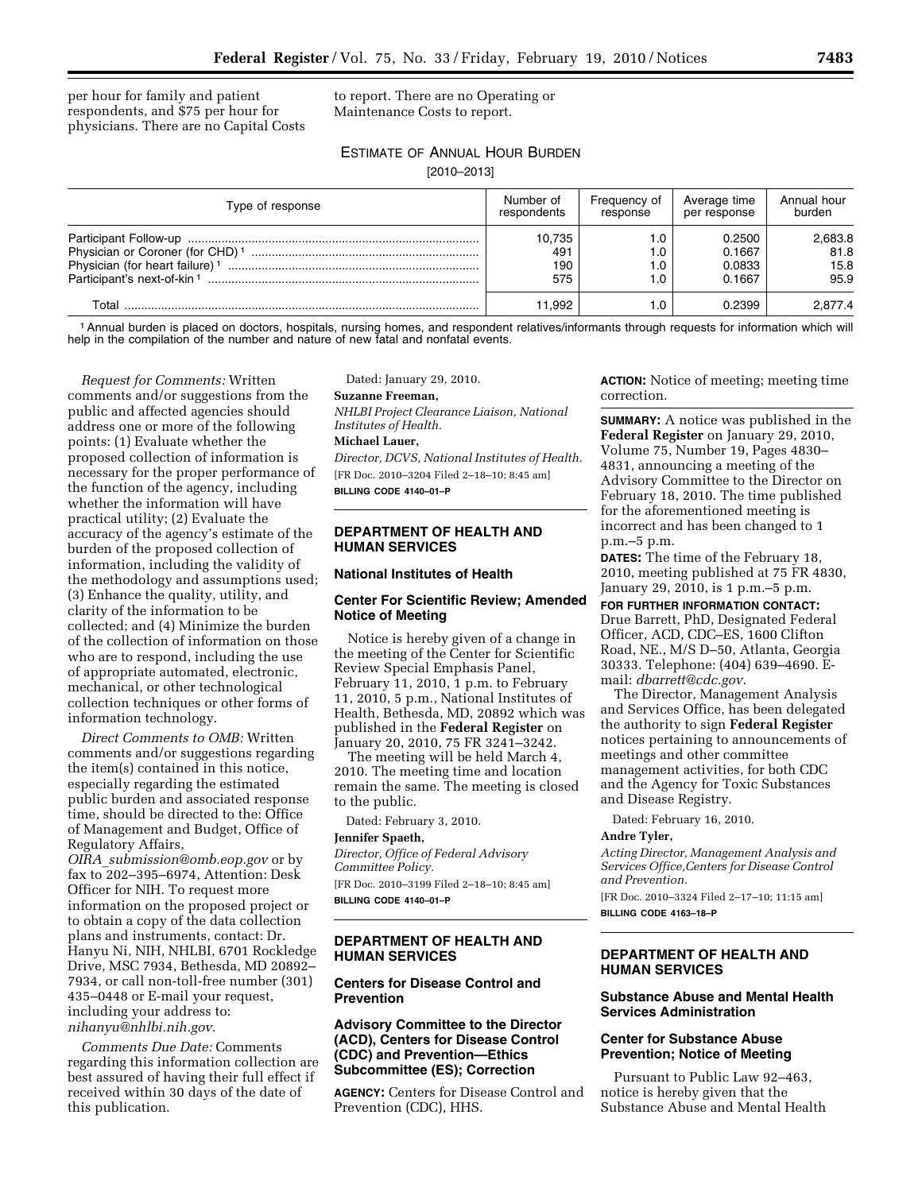per hour for family and patient respondents, and $75 per hour for physicians. There are no Capital Costs to report. There are no Operating or Maintenance Costs to report.

ESTIMATE OF ANNUAL HOUR BURDEN

[2010–2013]

| Type of response | Number of respondents | Frequency of response | Average time per response | Annual hour burden |
|---|---|---|---|---|
| Participant Follow-up | 10,735 | 1.0 | 0.2500 | 2,683.8 |
| Physician or Coroner (for CHD) [1] | 491 | 1.0 | 0.1667 | 81.8 |
| Physician (for heart failure) [1] | 190 | 1.0 | 0.0833 | 15.8 |
| Participant's next-of-kin [1] | 575 | 1.0 | 0.1667 | 95.9 |
| Total | 11,992 | 1.0 | 0.2399 | 2,877.4 |

[1] Annual burden is placed on doctors, hospitals, nursing homes, and respondent relatives/informants through requests for information which will help in the compilation of the number and nature of new fatal and nonfatal events.

*Request for Comments:* Written comments and/or suggestions from the public and affected agencies should address one or more of the following points: (1) Evaluate whether the proposed collection of information is necessary for the proper performance of the function of the agency, including whether the information will have practical utility; (2) Evaluate the accuracy of the agency's estimate of the burden of the proposed collection of information, including the validity of the methodology and assumptions used; (3) Enhance the quality, utility, and clarity of the information to be collected; and (4) Minimize the burden of the collection of information on those who are to respond, including the use of appropriate automated, electronic, mechanical, or other technological collection techniques or other forms of information technology.

*Direct Comments to OMB:* Written comments and/or suggestions regarding the item(s) contained in this notice, especially regarding the estimated public burden and associated response time, should be directed to the: Office of Management and Budget, Office of Regulatory Affairs, *OIRA_submission@omb.eop.gov* or by fax to 202–395–6974, Attention: Desk Officer for NIH. To request more information on the proposed project or to obtain a copy of the data collection plans and instruments, contact: Dr. Hanyu Ni, NIH, NHLBI, 6701 Rockledge Drive, MSC 7934, Bethesda, MD 20892–7934, or call non-toll-free number (301) 435–0448 or E-mail your request, including your address to: *nihanyu@nhlbi.nih.gov.*

*Comments Due Date:* Comments regarding this information collection are best assured of having their full effect if received within 30 days of the date of this publication.

Dated: January 29, 2010.

**Suzanne Freeman,**

*NHLBI Project Clearance Liaison, National Institutes of Health.*

**Michael Lauer,**

*Director, DCVS, National Institutes of Health.*

[FR Doc. 2010–3204 Filed 2–18–10; 8:45 am]

**BILLING CODE 4140–01–P**

## DEPARTMENT OF HEALTH AND HUMAN SERVICES

### National Institutes of Health

### Center For Scientific Review; Amended Notice of Meeting

Notice is hereby given of a change in the meeting of the Center for Scientific Review Special Emphasis Panel, February 11, 2010, 1 p.m. to February 11, 2010, 5 p.m., National Institutes of Health, Bethesda, MD, 20892 which was published in the **Federal Register** on January 20, 2010, 75 FR 3241–3242.

The meeting will be held March 4, 2010. The meeting time and location remain the same. The meeting is closed to the public.

Dated: February 3, 2010.

**Jennifer Spaeth,**

*Director, Office of Federal Advisory Committee Policy.*

[FR Doc. 2010–3199 Filed 2–18–10; 8:45 am]

**BILLING CODE 4140–01–P**

## DEPARTMENT OF HEALTH AND HUMAN SERVICES

### Centers for Disease Control and Prevention

### Advisory Committee to the Director (ACD), Centers for Disease Control (CDC) and Prevention—Ethics Subcommittee (ES); Correction

**AGENCY:** Centers for Disease Control and Prevention (CDC), HHS.

**ACTION:** Notice of meeting; meeting time correction.

**SUMMARY:** A notice was published in the **Federal Register** on January 29, 2010, Volume 75, Number 19, Pages 4830–4831, announcing a meeting of the Advisory Committee to the Director on February 18, 2010. The time published for the aforementioned meeting is incorrect and has been changed to 1 p.m.–5 p.m.

**DATES:** The time of the February 18, 2010, meeting published at 75 FR 4830, January 29, 2010, is 1 p.m.–5 p.m.

**FOR FURTHER INFORMATION CONTACT:** Drue Barrett, PhD, Designated Federal Officer, ACD, CDC–ES, 1600 Clifton Road, NE., M/S D–50, Atlanta, Georgia 30333. Telephone: (404) 639–4690. E-mail: *dbarrett@cdc.gov.*

The Director, Management Analysis and Services Office, has been delegated the authority to sign **Federal Register** notices pertaining to announcements of meetings and other committee management activities, for both CDC and the Agency for Toxic Substances and Disease Registry.

Dated: February 16, 2010.

**Andre Tyler,**

*Acting Director, Management Analysis and Services Office,Centers for Disease Control and Prevention.*

[FR Doc. 2010–3324 Filed 2–17–10; 11:15 am]

**BILLING CODE 4163–18–P**

## DEPARTMENT OF HEALTH AND HUMAN SERVICES

### Substance Abuse and Mental Health Services Administration

### Center for Substance Abuse Prevention; Notice of Meeting

Pursuant to Public Law 92–463, notice is hereby given that the Substance Abuse and Mental Health